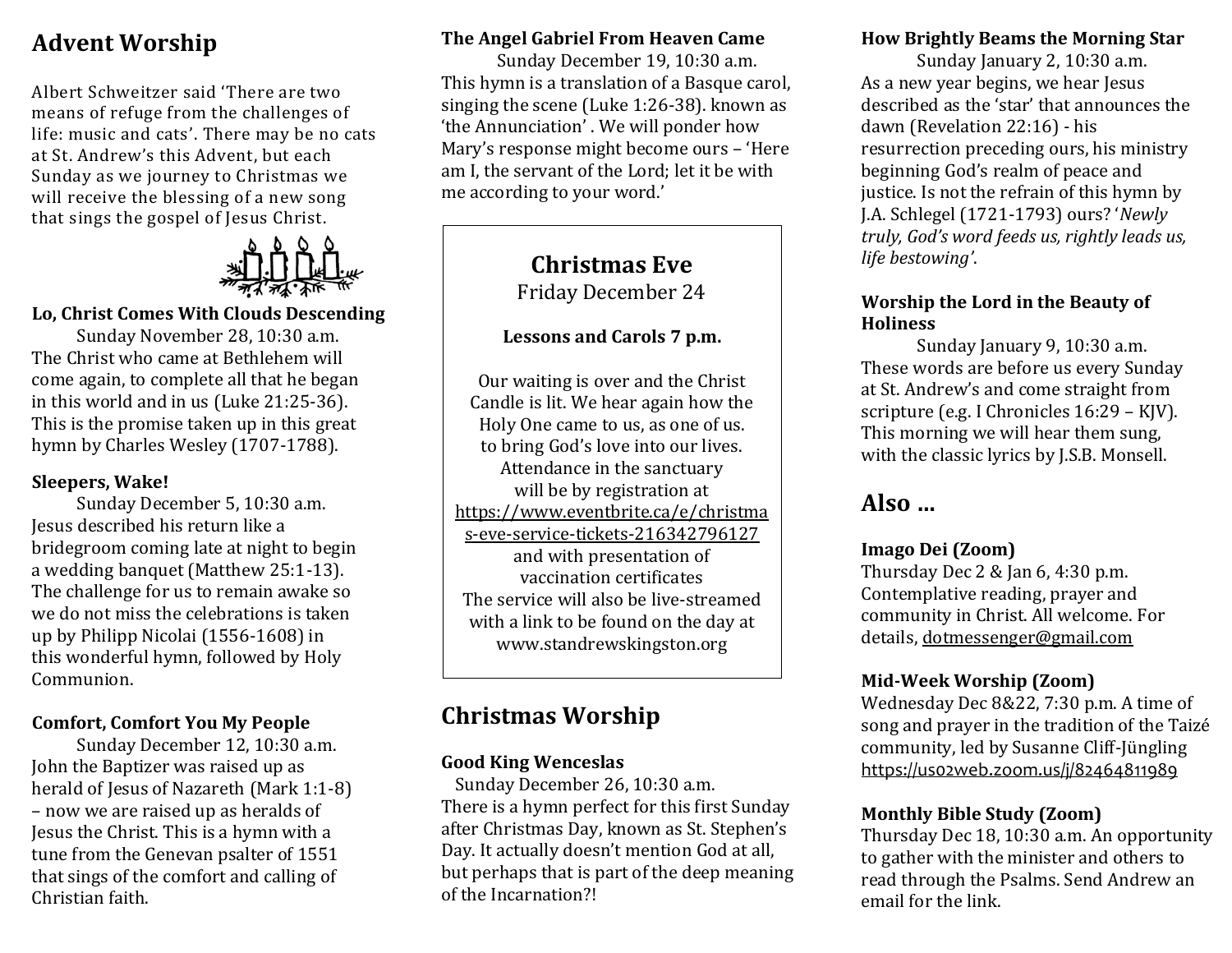## Advent Worship

Albert Schweitzer said 'There are two means of refuge from the challenges of life: music and cats'. There may be no cats at St. Andrew's this Advent, but each Sunday as we journey to Christmas we will receive the blessing of a new song that sings the gospel of Jesus Christ.

**Lo, Christ Comes With Clouds Descending**

Sunday November 28, 10:30 a.m.
The Christ who came at Bethlehem will come again, to complete all that he began in this world and in us (Luke 21:25-36). This is the promise taken up in this great hymn by Charles Wesley (1707-1788).

**Sleepers, Wake!**

Sunday December 5, 10:30 a.m.
Jesus described his return like a bridegroom coming late at night to begin a wedding banquet (Matthew 25:1-13). The challenge for us to remain awake so we do not miss the celebrations is taken up by Philipp Nicolai (1556-1608) in this wonderful hymn, followed by Holy Communion.

**Comfort, Comfort You My People**

Sunday December 12, 10:30 a.m.
John the Baptizer was raised up as herald of Jesus of Nazareth (Mark 1:1-8) – now we are raised up as heralds of Jesus the Christ. This is a hymn with a tune from the Genevan psalter of 1551 that sings of the comfort and calling of Christian faith.

**The Angel Gabriel From Heaven Came**

Sunday December 19, 10:30 a.m.
This hymn is a translation of a Basque carol, singing the scene (Luke 1:26-38). known as 'the Annunciation' . We will ponder how Mary's response might become ours – 'Here am I, the servant of the Lord; let it be with me according to your word.'

### Christmas Eve

Friday December 24

**Lessons and Carols 7 p.m.**

Our waiting is over and the Christ Candle is lit. We hear again how the Holy One came to us, as one of us. to bring God's love into our lives. Attendance in the sanctuary will be by registration at https://www.eventbrite.ca/e/christmas-eve-service-tickets-216342796127 and with presentation of vaccination certificates The service will also be live-streamed with a link to be found on the day at www.standrewskingston.org

## Christmas Worship

**Good King Wenceslas**

Sunday December 26, 10:30 a.m.
There is a hymn perfect for this first Sunday after Christmas Day, known as St. Stephen's Day. It actually doesn't mention God at all, but perhaps that is part of the deep meaning of the Incarnation?!

**How Brightly Beams the Morning Star**

Sunday January 2, 10:30 a.m.
As a new year begins, we hear Jesus described as the 'star' that announces the dawn (Revelation 22:16) - his resurrection preceding ours, his ministry beginning God's realm of peace and justice. Is not the refrain of this hymn by J.A. Schlegel (1721-1793) ours? '*Newly truly, God's word feeds us, rightly leads us, life bestowing'*.

**Worship the Lord in the Beauty of Holiness**

Sunday January 9, 10:30 a.m.
These words are before us every Sunday at St. Andrew's and come straight from scripture (e.g. I Chronicles 16:29 – KJV). This morning we will hear them sung, with the classic lyrics by J.S.B. Monsell.

## Also …

**Imago Dei (Zoom)**
Thursday Dec 2 & Jan 6, 4:30 p.m. Contemplative reading, prayer and community in Christ. All welcome. For details, dotmessenger@gmail.com

**Mid-Week Worship (Zoom)**
Wednesday Dec 8&22, 7:30 p.m. A time of song and prayer in the tradition of the Taizé community, led by Susanne Cliff-Jüngling https://us02web.zoom.us/j/82464811989

**Monthly Bible Study (Zoom)**
Thursday Dec 18, 10:30 a.m. An opportunity to gather with the minister and others to read through the Psalms. Send Andrew an email for the link.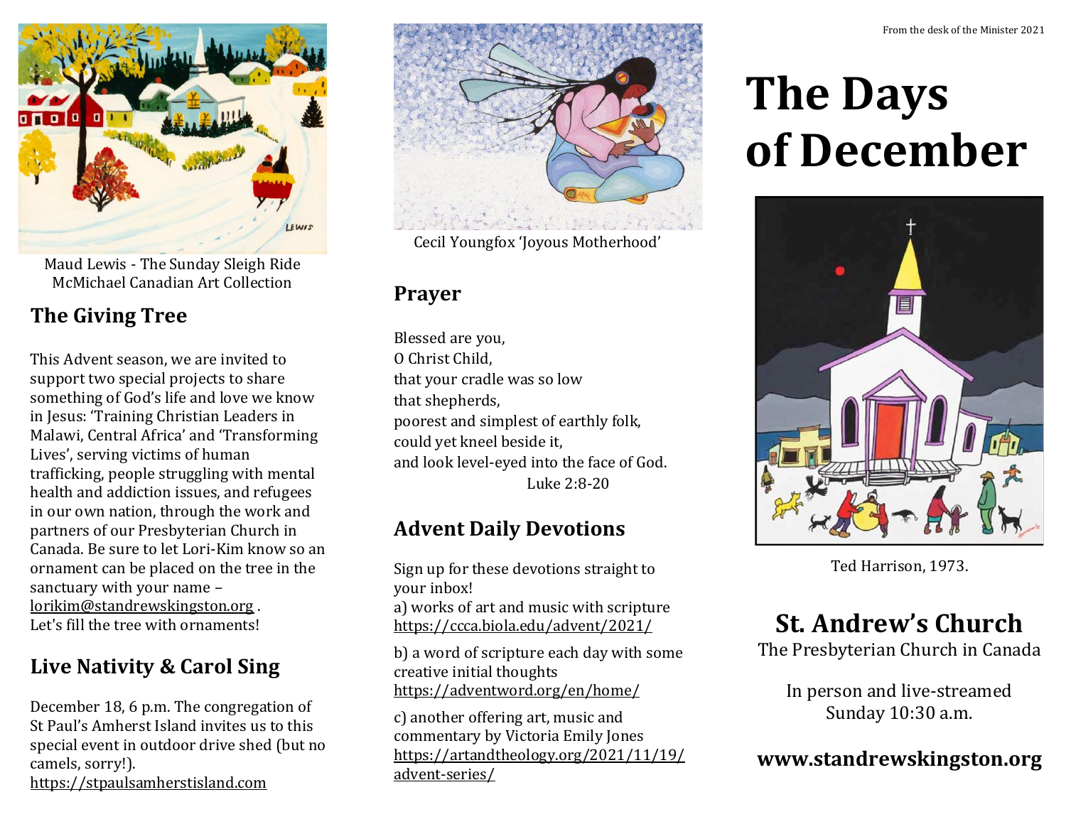Maud Lewis - The Sunday Sleigh Ride
McMichael Canadian Art Collection

## The Giving Tree

This Advent season, we are invited to support two special projects to share something of God's life and love we know in Jesus: 'Training Christian Leaders in Malawi, Central Africa' and 'Transforming Lives', serving victims of human trafficking, people struggling with mental health and addiction issues, and refugees in our own nation, through the work and partners of our Presbyterian Church in Canada. Be sure to let Lori-Kim know so an ornament can be placed on the tree in the sanctuary with your name – lorikim@standrewskingston.org .
Let's fill the tree with ornaments!

## Live Nativity & Carol Sing

December 18, 6 p.m. The congregation of St Paul's Amherst Island invites us to this special event in outdoor drive shed (but no camels, sorry!).
https://stpaulsamherstisland.com

Cecil Youngfox 'Joyous Motherhood'

## Prayer

Blessed are you,
O Christ Child,
that your cradle was so low
that shepherds,
poorest and simplest of earthly folk,
could yet kneel beside it,
and look level-eyed into the face of God.
Luke 2:8-20

## Advent Daily Devotions

Sign up for these devotions straight to your inbox!
a) works of art and music with scripture
https://ccca.biola.edu/advent/2021/

b) a word of scripture each day with some creative initial thoughts
https://adventword.org/en/home/

c) another offering art, music and commentary by Victoria Emily Jones
https://artandtheology.org/2021/11/19/advent-series/

From the desk of the Minister 2021

# The Days of December

Ted Harrison, 1973.

## St. Andrew's Church

The Presbyterian Church in Canada

In person and live-streamed
Sunday 10:30 a.m.

**www.standrewskingston.org**